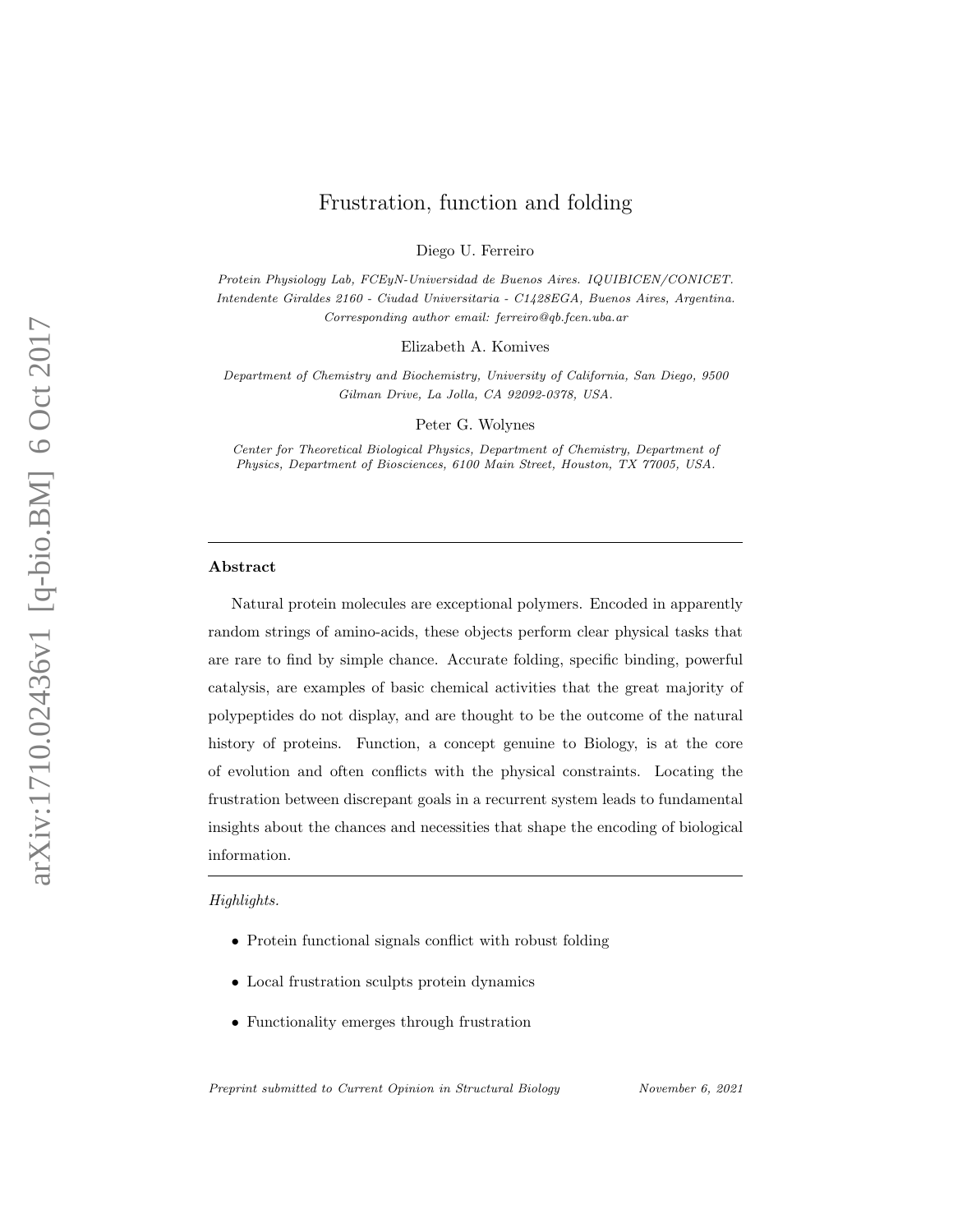# Frustration, function and folding

Diego U. Ferreiro

*Protein Physiology Lab, FCEyN-Universidad de Buenos Aires. IQUIBICEN/CONICET. Intendente Giraldes 2160 - Ciudad Universitaria - C1428EGA, Buenos Aires, Argentina. Corresponding author email: ferreiro@qb.fcen.uba.ar*

Elizabeth A. Komives

*Department of Chemistry and Biochemistry, University of California, San Diego, 9500 Gilman Drive, La Jolla, CA 92092-0378, USA.*

Peter G. Wolynes

*Center for Theoretical Biological Physics, Department of Chemistry, Department of Physics, Department of Biosciences, 6100 Main Street, Houston, TX 77005, USA.*

---

## Abstract

Natural protein molecules are exceptional polymers. Encoded in apparently random strings of amino-acids, these objects perform clear physical tasks that are rare to find by simple chance. Accurate folding, specific binding, powerful catalysis, are examples of basic chemical activities that the great majority of polypeptides do not display, and are thought to be the outcome of the natural history of proteins. Function, a concept genuine to Biology, is at the core of evolution and often conflicts with the physical constraints. Locating the frustration between discrepant goals in a recurrent system leads to fundamental insights about the chances and necessities that shape the encoding of biological information.

---

*Highlights.*

- Protein functional signals conflict with robust folding
- Local frustration sculpts protein dynamics
- Functionality emerges through frustration

*Preprint submitted to Current Opinion in Structural Biology* November 6, 2021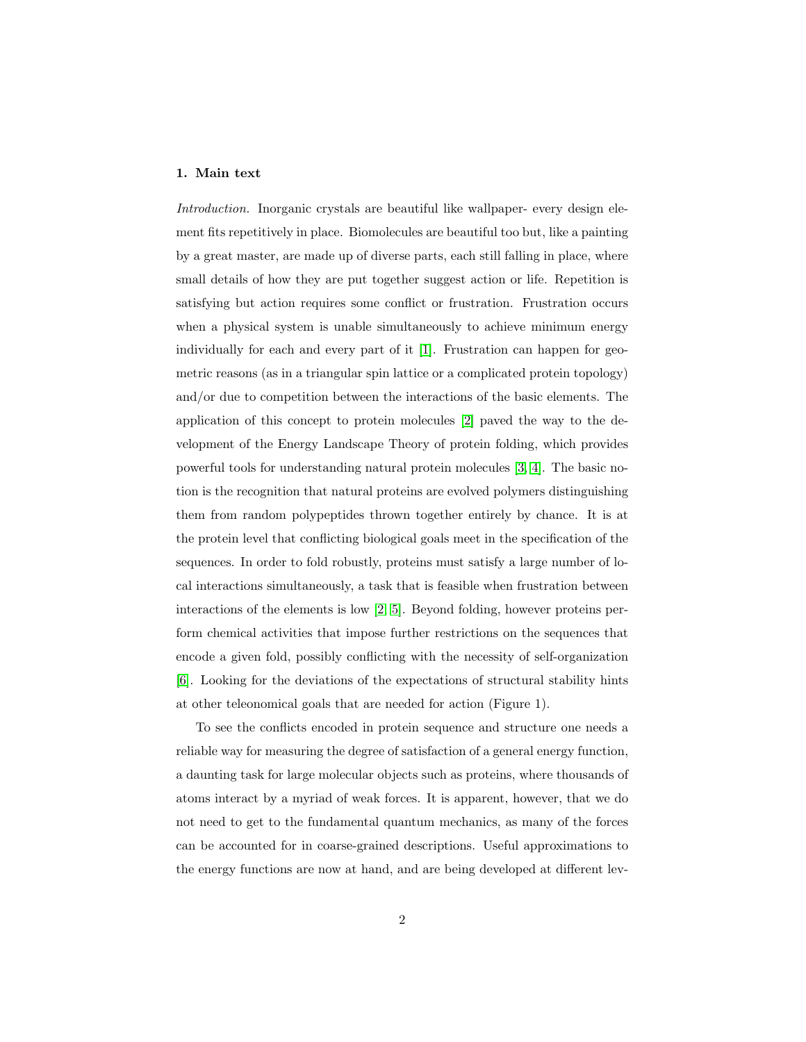## 1. Main text

*Introduction.* Inorganic crystals are beautiful like wallpaper- every design element fits repetitively in place. Biomolecules are beautiful too but, like a painting by a great master, are made up of diverse parts, each still falling in place, where small details of how they are put together suggest action or life. Repetition is satisfying but action requires some conflict or frustration. Frustration occurs when a physical system is unable simultaneously to achieve minimum energy individually for each and every part of it [1]. Frustration can happen for geometric reasons (as in a triangular spin lattice or a complicated protein topology) and/or due to competition between the interactions of the basic elements. The application of this concept to protein molecules [2] paved the way to the development of the Energy Landscape Theory of protein folding, which provides powerful tools for understanding natural protein molecules [3, 4]. The basic notion is the recognition that natural proteins are evolved polymers distinguishing them from random polypeptides thrown together entirely by chance. It is at the protein level that conflicting biological goals meet in the specification of the sequences. In order to fold robustly, proteins must satisfy a large number of local interactions simultaneously, a task that is feasible when frustration between interactions of the elements is low [2][5]. Beyond folding, however proteins perform chemical activities that impose further restrictions on the sequences that encode a given fold, possibly conflicting with the necessity of self-organization [6]. Looking for the deviations of the expectations of structural stability hints at other teleonomical goals that are needed for action (Figure 1).

To see the conflicts encoded in protein sequence and structure one needs a reliable way for measuring the degree of satisfaction of a general energy function, a daunting task for large molecular objects such as proteins, where thousands of atoms interact by a myriad of weak forces. It is apparent, however, that we do not need to get to the fundamental quantum mechanics, as many of the forces can be accounted for in coarse-grained descriptions. Useful approximations to the energy functions are now at hand, and are being developed at different lev-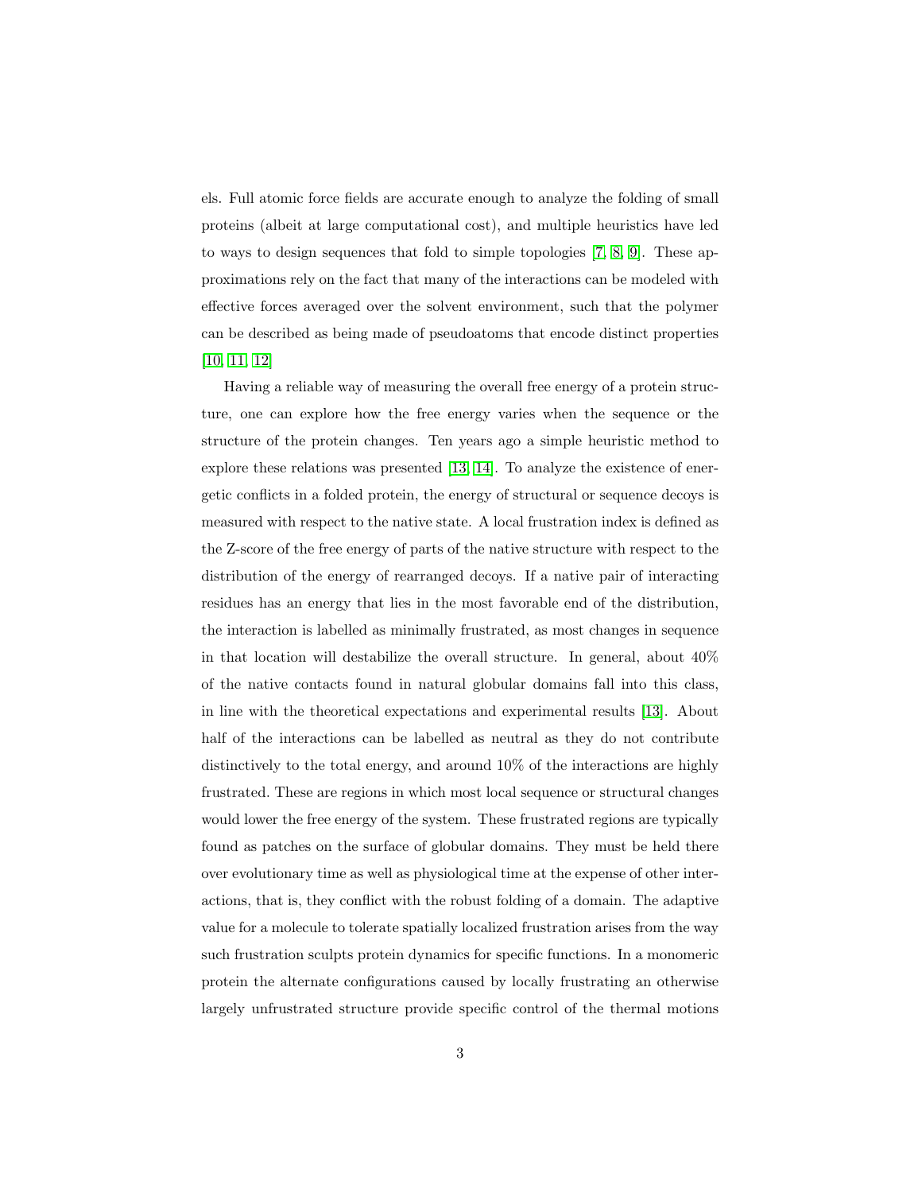els. Full atomic force fields are accurate enough to analyze the folding of small proteins (albeit at large computational cost), and multiple heuristics have led to ways to design sequences that fold to simple topologies [7, 8, 9]. These approximations rely on the fact that many of the interactions can be modeled with effective forces averaged over the solvent environment, such that the polymer can be described as being made of pseudoatoms that encode distinct properties [10, 11, 12]

Having a reliable way of measuring the overall free energy of a protein structure, one can explore how the free energy varies when the sequence or the structure of the protein changes. Ten years ago a simple heuristic method to explore these relations was presented [13, 14]. To analyze the existence of energetic conflicts in a folded protein, the energy of structural or sequence decoys is measured with respect to the native state. A local frustration index is defined as the Z-score of the free energy of parts of the native structure with respect to the distribution of the energy of rearranged decoys. If a native pair of interacting residues has an energy that lies in the most favorable end of the distribution, the interaction is labelled as minimally frustrated, as most changes in sequence in that location will destabilize the overall structure. In general, about 40% of the native contacts found in natural globular domains fall into this class, in line with the theoretical expectations and experimental results [13]. About half of the interactions can be labelled as neutral as they do not contribute distinctively to the total energy, and around 10% of the interactions are highly frustrated. These are regions in which most local sequence or structural changes would lower the free energy of the system. These frustrated regions are typically found as patches on the surface of globular domains. They must be held there over evolutionary time as well as physiological time at the expense of other interactions, that is, they conflict with the robust folding of a domain. The adaptive value for a molecule to tolerate spatially localized frustration arises from the way such frustration sculpts protein dynamics for specific functions. In a monomeric protein the alternate configurations caused by locally frustrating an otherwise largely unfrustrated structure provide specific control of the thermal motions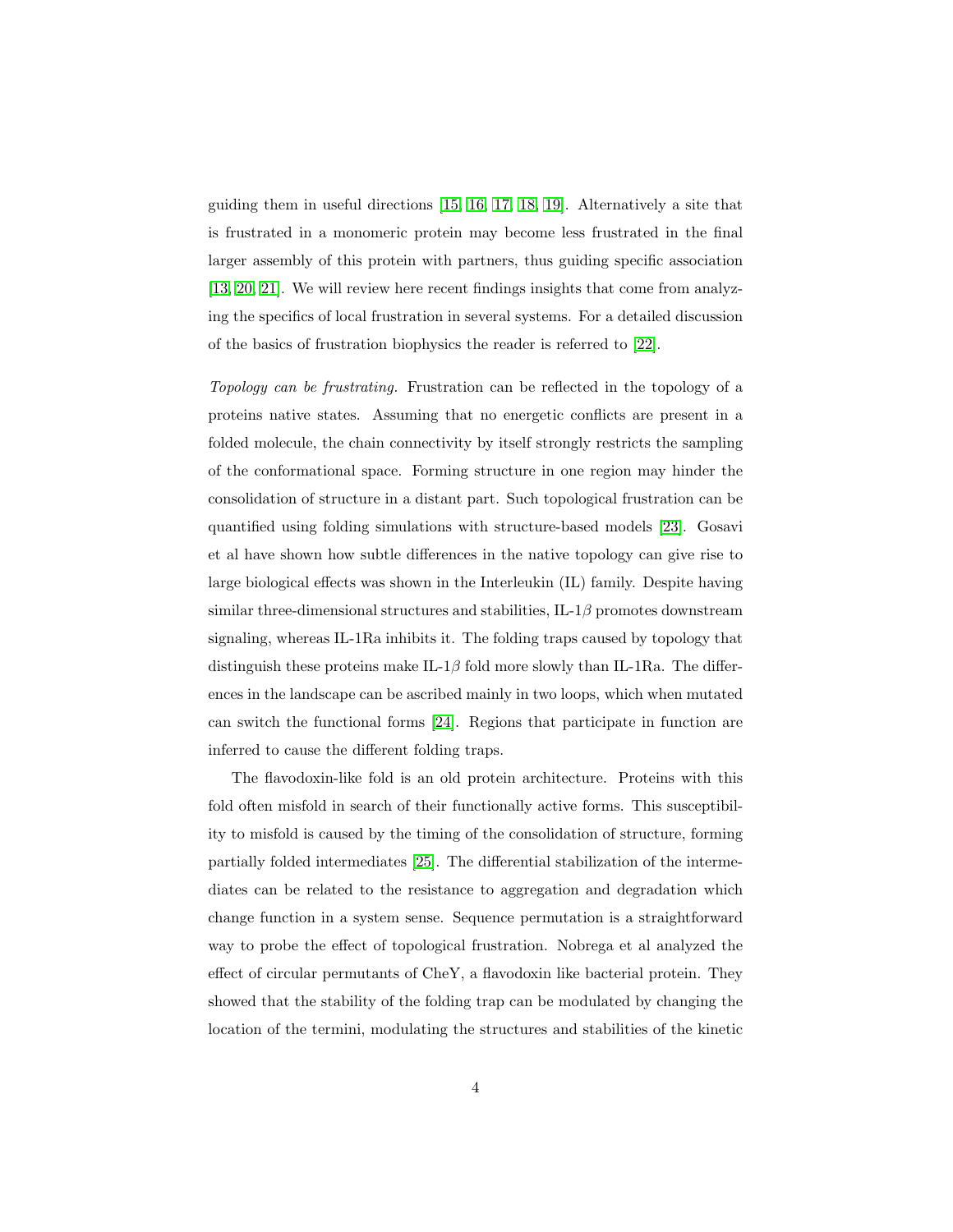guiding them in useful directions [15, 16, 17, 18, 19]. Alternatively a site that is frustrated in a monomeric protein may become less frustrated in the final larger assembly of this protein with partners, thus guiding specific association [13, 20, 21]. We will review here recent findings insights that come from analyzing the specifics of local frustration in several systems. For a detailed discussion of the basics of frustration biophysics the reader is referred to [22].

*Topology can be frustrating.* Frustration can be reflected in the topology of a proteins native states. Assuming that no energetic conflicts are present in a folded molecule, the chain connectivity by itself strongly restricts the sampling of the conformational space. Forming structure in one region may hinder the consolidation of structure in a distant part. Such topological frustration can be quantified using folding simulations with structure-based models [23]. Gosavi et al have shown how subtle differences in the native topology can give rise to large biological effects was shown in the Interleukin (IL) family. Despite having similar three-dimensional structures and stabilities, IL-1$\beta$ promotes downstream signaling, whereas IL-1Ra inhibits it. The folding traps caused by topology that distinguish these proteins make IL-1$\beta$ fold more slowly than IL-1Ra. The differences in the landscape can be ascribed mainly in two loops, which when mutated can switch the functional forms [24]. Regions that participate in function are inferred to cause the different folding traps.

The flavodoxin-like fold is an old protein architecture. Proteins with this fold often misfold in search of their functionally active forms. This susceptibility to misfold is caused by the timing of the consolidation of structure, forming partially folded intermediates [25]. The differential stabilization of the intermediates can be related to the resistance to aggregation and degradation which change function in a system sense. Sequence permutation is a straightforward way to probe the effect of topological frustration. Nobrega et al analyzed the effect of circular permutants of CheY, a flavodoxin like bacterial protein. They showed that the stability of the folding trap can be modulated by changing the location of the termini, modulating the structures and stabilities of the kinetic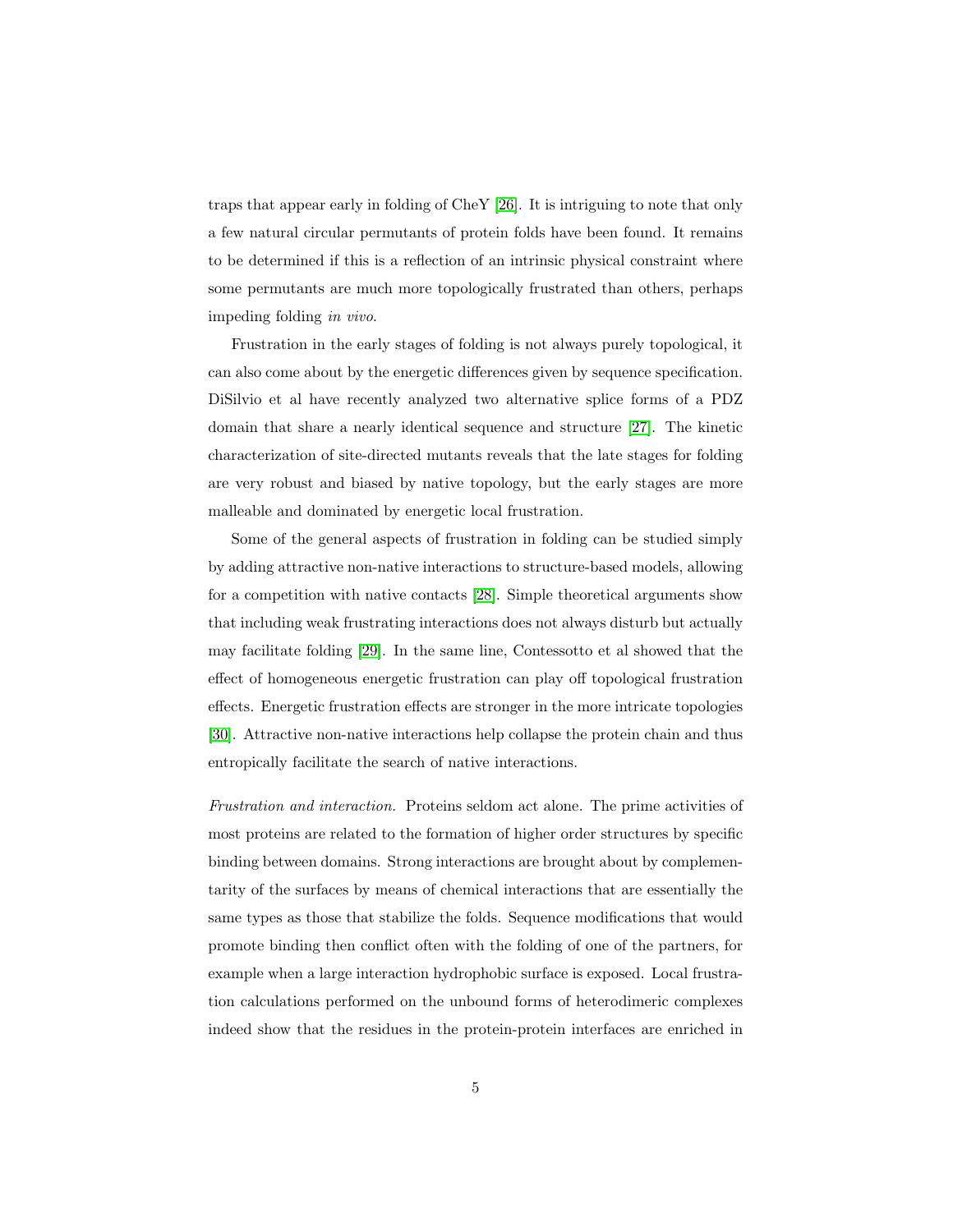traps that appear early in folding of CheY [26]. It is intriguing to note that only a few natural circular permutants of protein folds have been found. It remains to be determined if this is a reflection of an intrinsic physical constraint where some permutants are much more topologically frustrated than others, perhaps impeding folding *in vivo*.

Frustration in the early stages of folding is not always purely topological, it can also come about by the energetic differences given by sequence specification. DiSilvio et al have recently analyzed two alternative splice forms of a PDZ domain that share a nearly identical sequence and structure [27]. The kinetic characterization of site-directed mutants reveals that the late stages for folding are very robust and biased by native topology, but the early stages are more malleable and dominated by energetic local frustration.

Some of the general aspects of frustration in folding can be studied simply by adding attractive non-native interactions to structure-based models, allowing for a competition with native contacts [28]. Simple theoretical arguments show that including weak frustrating interactions does not always disturb but actually may facilitate folding [29]. In the same line, Contessotto et al showed that the effect of homogeneous energetic frustration can play off topological frustration effects. Energetic frustration effects are stronger in the more intricate topologies [30]. Attractive non-native interactions help collapse the protein chain and thus entropically facilitate the search of native interactions.

*Frustration and interaction.* Proteins seldom act alone. The prime activities of most proteins are related to the formation of higher order structures by specific binding between domains. Strong interactions are brought about by complementarity of the surfaces by means of chemical interactions that are essentially the same types as those that stabilize the folds. Sequence modifications that would promote binding then conflict often with the folding of one of the partners, for example when a large interaction hydrophobic surface is exposed. Local frustration calculations performed on the unbound forms of heterodimeric complexes indeed show that the residues in the protein-protein interfaces are enriched in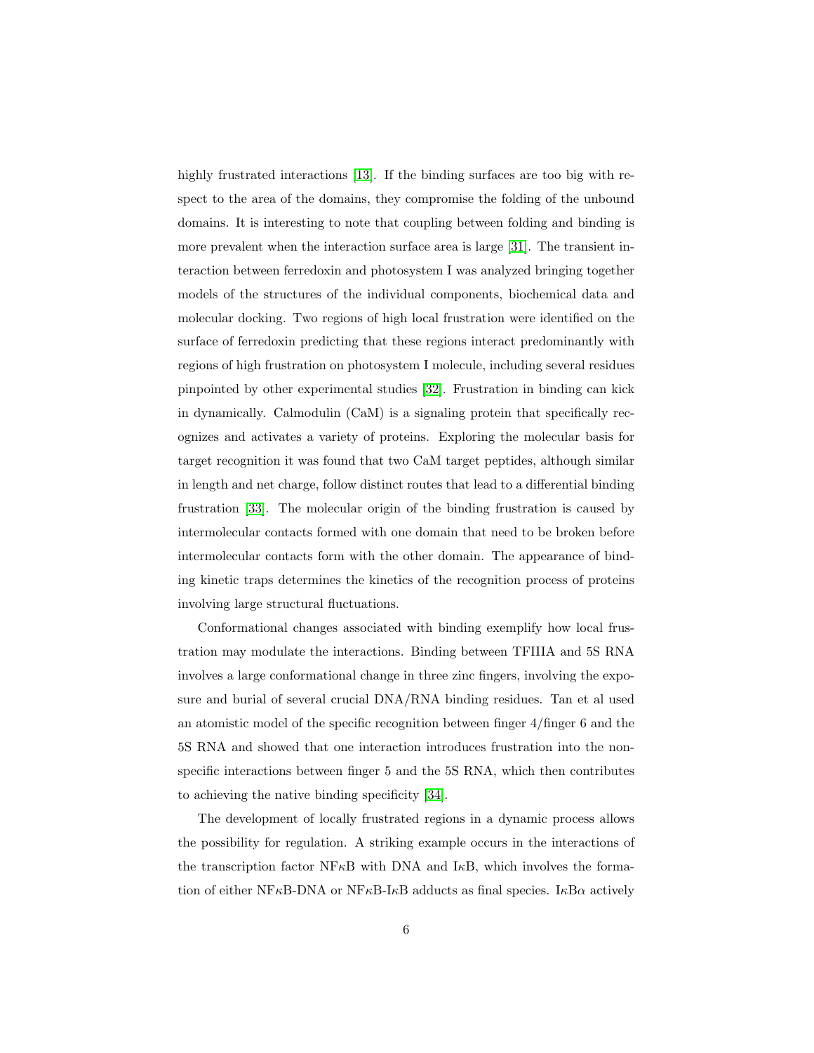highly frustrated interactions [13]. If the binding surfaces are too big with respect to the area of the domains, they compromise the folding of the unbound domains. It is interesting to note that coupling between folding and binding is more prevalent when the interaction surface area is large [31]. The transient interaction between ferredoxin and photosystem I was analyzed bringing together models of the structures of the individual components, biochemical data and molecular docking. Two regions of high local frustration were identified on the surface of ferredoxin predicting that these regions interact predominantly with regions of high frustration on photosystem I molecule, including several residues pinpointed by other experimental studies [32]. Frustration in binding can kick in dynamically. Calmodulin (CaM) is a signaling protein that specifically recognizes and activates a variety of proteins. Exploring the molecular basis for target recognition it was found that two CaM target peptides, although similar in length and net charge, follow distinct routes that lead to a differential binding frustration [33]. The molecular origin of the binding frustration is caused by intermolecular contacts formed with one domain that need to be broken before intermolecular contacts form with the other domain. The appearance of binding kinetic traps determines the kinetics of the recognition process of proteins involving large structural fluctuations.

Conformational changes associated with binding exemplify how local frustration may modulate the interactions. Binding between TFIIIA and 5S RNA involves a large conformational change in three zinc fingers, involving the exposure and burial of several crucial DNA/RNA binding residues. Tan et al used an atomistic model of the specific recognition between finger 4/finger 6 and the 5S RNA and showed that one interaction introduces frustration into the nonspecific interactions between finger 5 and the 5S RNA, which then contributes to achieving the native binding specificity [34].

The development of locally frustrated regions in a dynamic process allows the possibility for regulation. A striking example occurs in the interactions of the transcription factor NF$\kappa$B with DNA and I$\kappa$B, which involves the formation of either NF$\kappa$B-DNA or NF$\kappa$B-I$\kappa$B adducts as final species. I$\kappa$B$\alpha$ actively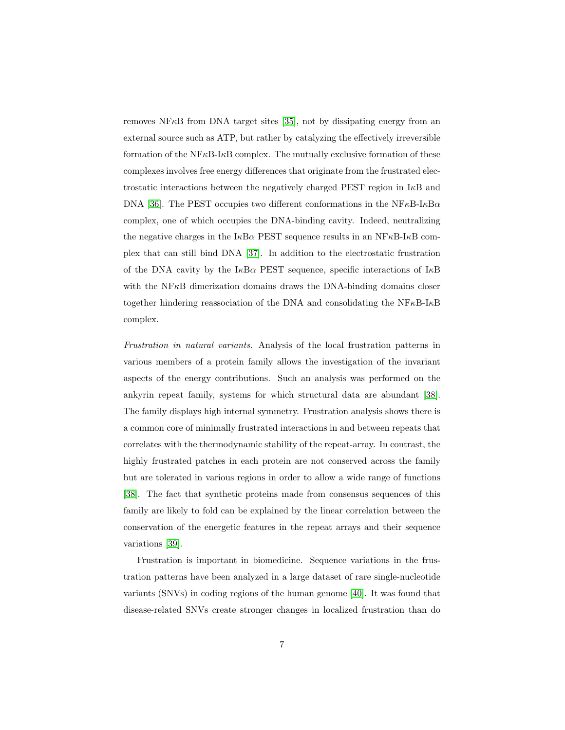removes NF$\kappa$B from DNA target sites [35], not by dissipating energy from an external source such as ATP, but rather by catalyzing the effectively irreversible formation of the NF$\kappa$B-I$\kappa$B complex. The mutually exclusive formation of these complexes involves free energy differences that originate from the frustrated electrostatic interactions between the negatively charged PEST region in I$\kappa$B and DNA [36]. The PEST occupies two different conformations in the NF$\kappa$B-I$\kappa$B$\alpha$ complex, one of which occupies the DNA-binding cavity. Indeed, neutralizing the negative charges in the I$\kappa$B$\alpha$ PEST sequence results in an NF$\kappa$B-I$\kappa$B complex that can still bind DNA [37]. In addition to the electrostatic frustration of the DNA cavity by the I$\kappa$B$\alpha$ PEST sequence, specific interactions of I$\kappa$B with the NF$\kappa$B dimerization domains draws the DNA-binding domains closer together hindering reassociation of the DNA and consolidating the NF$\kappa$B-I$\kappa$B complex.

*Frustration in natural variants.* Analysis of the local frustration patterns in various members of a protein family allows the investigation of the invariant aspects of the energy contributions. Such an analysis was performed on the ankyrin repeat family, systems for which structural data are abundant [38]. The family displays high internal symmetry. Frustration analysis shows there is a common core of minimally frustrated interactions in and between repeats that correlates with the thermodynamic stability of the repeat-array. In contrast, the highly frustrated patches in each protein are not conserved across the family but are tolerated in various regions in order to allow a wide range of functions [38]. The fact that synthetic proteins made from consensus sequences of this family are likely to fold can be explained by the linear correlation between the conservation of the energetic features in the repeat arrays and their sequence variations [39].

Frustration is important in biomedicine. Sequence variations in the frustration patterns have been analyzed in a large dataset of rare single-nucleotide variants (SNVs) in coding regions of the human genome [40]. It was found that disease-related SNVs create stronger changes in localized frustration than do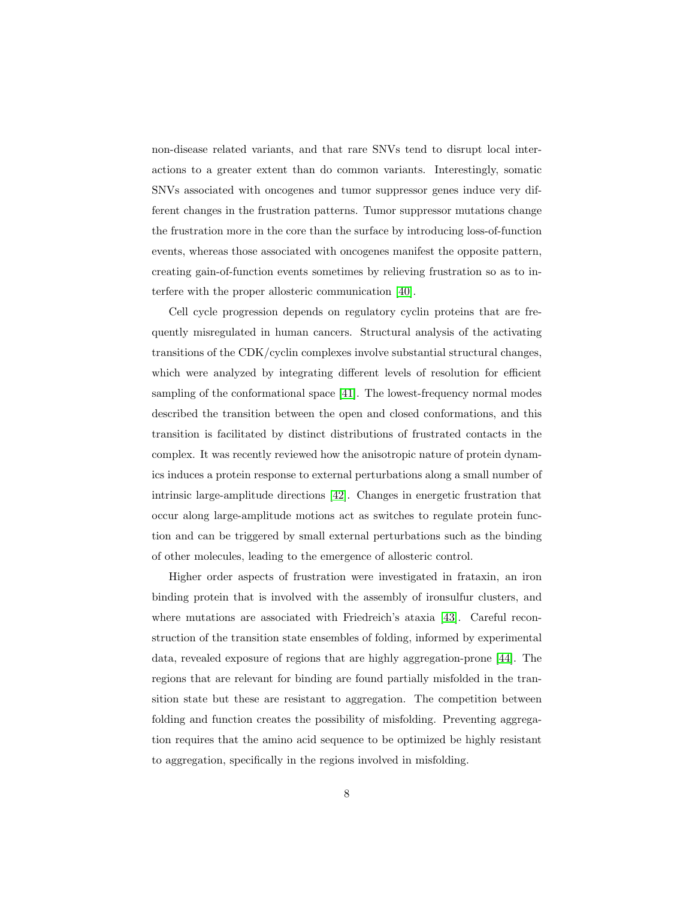non-disease related variants, and that rare SNVs tend to disrupt local interactions to a greater extent than do common variants. Interestingly, somatic SNVs associated with oncogenes and tumor suppressor genes induce very different changes in the frustration patterns. Tumor suppressor mutations change the frustration more in the core than the surface by introducing loss-of-function events, whereas those associated with oncogenes manifest the opposite pattern, creating gain-of-function events sometimes by relieving frustration so as to interfere with the proper allosteric communication [40].

Cell cycle progression depends on regulatory cyclin proteins that are frequently misregulated in human cancers. Structural analysis of the activating transitions of the CDK/cyclin complexes involve substantial structural changes, which were analyzed by integrating different levels of resolution for efficient sampling of the conformational space [41]. The lowest-frequency normal modes described the transition between the open and closed conformations, and this transition is facilitated by distinct distributions of frustrated contacts in the complex. It was recently reviewed how the anisotropic nature of protein dynamics induces a protein response to external perturbations along a small number of intrinsic large-amplitude directions [42]. Changes in energetic frustration that occur along large-amplitude motions act as switches to regulate protein function and can be triggered by small external perturbations such as the binding of other molecules, leading to the emergence of allosteric control.

Higher order aspects of frustration were investigated in frataxin, an iron binding protein that is involved with the assembly of ironsulfur clusters, and where mutations are associated with Friedreich's ataxia [43]. Careful reconstruction of the transition state ensembles of folding, informed by experimental data, revealed exposure of regions that are highly aggregation-prone [44]. The regions that are relevant for binding are found partially misfolded in the transition state but these are resistant to aggregation. The competition between folding and function creates the possibility of misfolding. Preventing aggregation requires that the amino acid sequence to be optimized be highly resistant to aggregation, specifically in the regions involved in misfolding.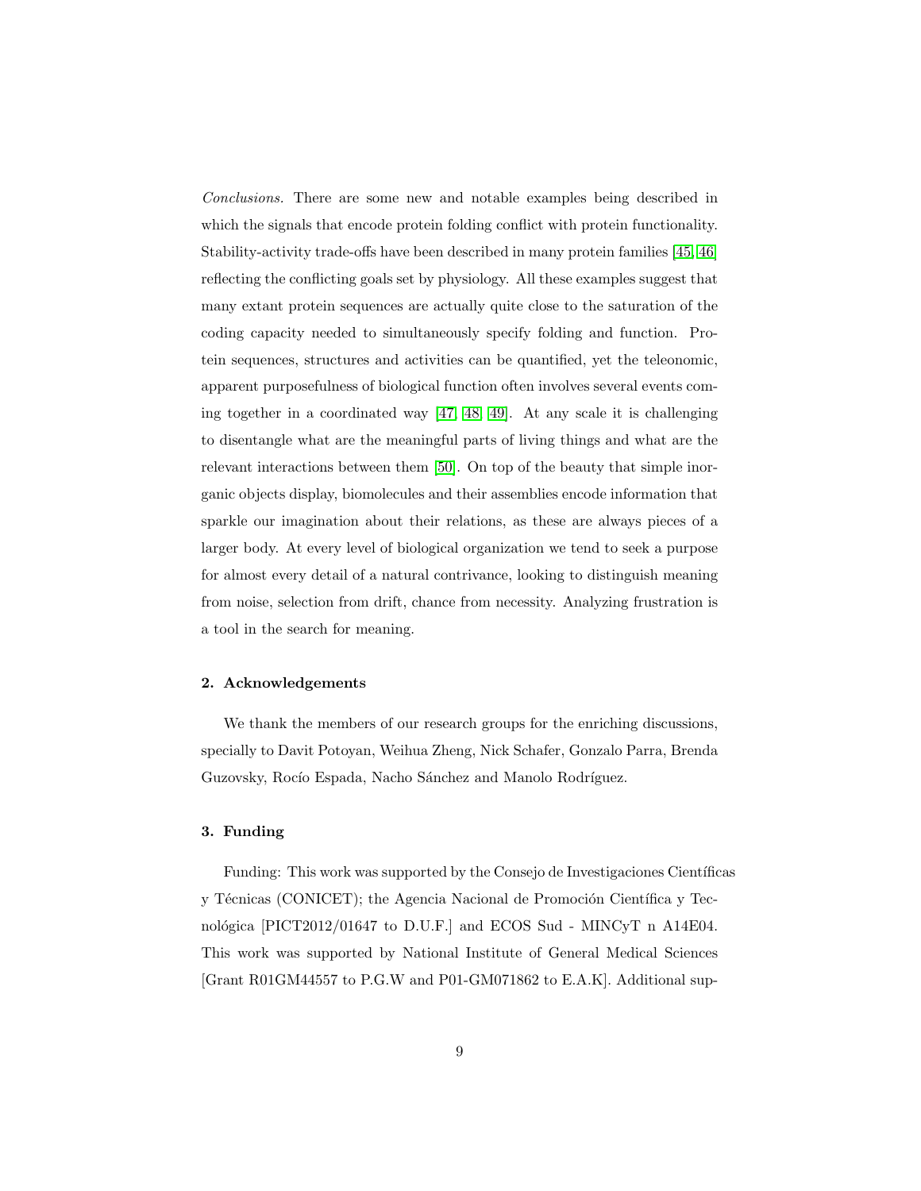*Conclusions.* There are some new and notable examples being described in which the signals that encode protein folding conflict with protein functionality. Stability-activity trade-offs have been described in many protein families [45, 46] reflecting the conflicting goals set by physiology. All these examples suggest that many extant protein sequences are actually quite close to the saturation of the coding capacity needed to simultaneously specify folding and function. Protein sequences, structures and activities can be quantified, yet the teleonomic, apparent purposefulness of biological function often involves several events coming together in a coordinated way [47, 48, 49]. At any scale it is challenging to disentangle what are the meaningful parts of living things and what are the relevant interactions between them [50]. On top of the beauty that simple inorganic objects display, biomolecules and their assemblies encode information that sparkle our imagination about their relations, as these are always pieces of a larger body. At every level of biological organization we tend to seek a purpose for almost every detail of a natural contrivance, looking to distinguish meaning from noise, selection from drift, chance from necessity. Analyzing frustration is a tool in the search for meaning.

## 2. Acknowledgements

We thank the members of our research groups for the enriching discussions, specially to Davit Potoyan, Weihua Zheng, Nick Schafer, Gonzalo Parra, Brenda Guzovsky, Rocío Espada, Nacho Sánchez and Manolo Rodríguez.

## 3. Funding

Funding: This work was supported by the Consejo de Investigaciones Científicas y Técnicas (CONICET); the Agencia Nacional de Promoción Científica y Tecnológica [PICT2012/01647 to D.U.F.] and ECOS Sud - MINCyT n A14E04. This work was supported by National Institute of General Medical Sciences [Grant R01GM44557 to P.G.W and P01-GM071862 to E.A.K]. Additional sup-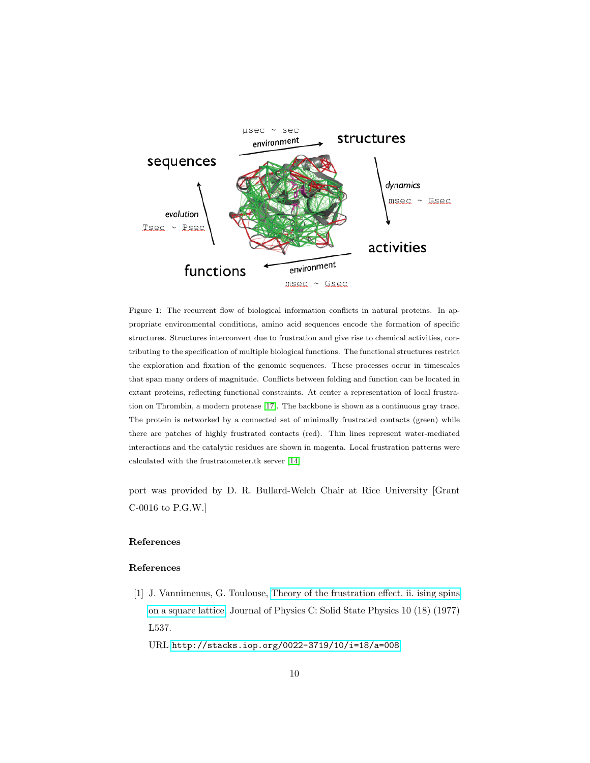Figure 1: The recurrent flow of biological information conflicts in natural proteins. In appropriate environmental conditions, amino acid sequences encode the formation of specific structures. Structures interconvert due to frustration and give rise to chemical activities, contributing to the specification of multiple biological functions. The functional structures restrict the exploration and fixation of the genomic sequences. These processes occur in timescales that span many orders of magnitude. Conflicts between folding and function can be located in extant proteins, reflecting functional constraints. At center a representation of local frustration on Thrombin, a modern protease [17]. The backbone is shown as a continuous gray trace. The protein is networked by a connected set of minimally frustrated contacts (green) while there are patches of highly frustrated contacts (red). Thin lines represent water-mediated interactions and the catalytic residues are shown in magenta. Local frustration patterns were calculated with the frustratometer.tk server [14]

port was provided by D. R. Bullard-Welch Chair at Rice University [Grant C-0016 to P.G.W.]

## References

## References

[1] J. Vannimenus, G. Toulouse, Theory of the frustration effect. ii. ising spins on a square lattice, Journal of Physics C: Solid State Physics 10 (18) (1977) L537.
URL http://stacks.iop.org/0022-3719/10/i=18/a=008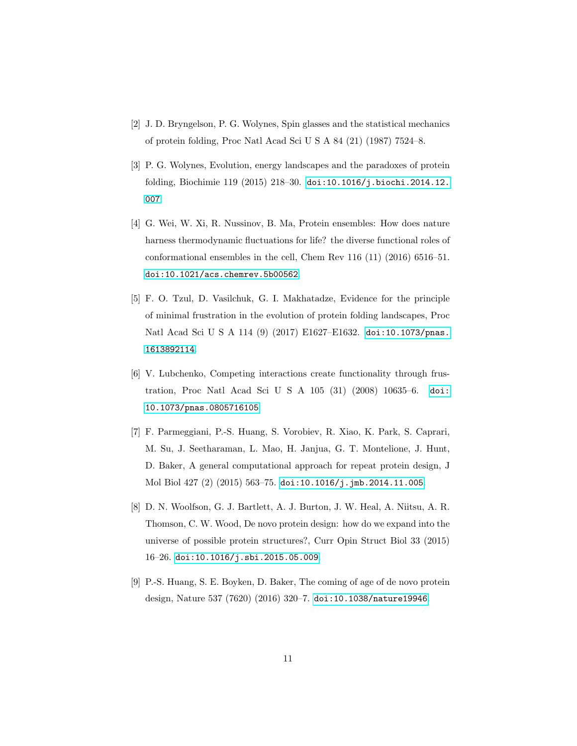[2] J. D. Bryngelson, P. G. Wolynes, Spin glasses and the statistical mechanics of protein folding, Proc Natl Acad Sci U S A 84 (21) (1987) 7524–8.

[3] P. G. Wolynes, Evolution, energy landscapes and the paradoxes of protein folding, Biochimie 119 (2015) 218–30. doi:10.1016/j.biochi.2014.12.007.

[4] G. Wei, W. Xi, R. Nussinov, B. Ma, Protein ensembles: How does nature harness thermodynamic fluctuations for life? the diverse functional roles of conformational ensembles in the cell, Chem Rev 116 (11) (2016) 6516–51. doi:10.1021/acs.chemrev.5b00562.

[5] F. O. Tzul, D. Vasilchuk, G. I. Makhatadze, Evidence for the principle of minimal frustration in the evolution of protein folding landscapes, Proc Natl Acad Sci U S A 114 (9) (2017) E1627–E1632. doi:10.1073/pnas.1613892114.

[6] V. Lubchenko, Competing interactions create functionality through frustration, Proc Natl Acad Sci U S A 105 (31) (2008) 10635–6. doi:10.1073/pnas.0805716105.

[7] F. Parmeggiani, P.-S. Huang, S. Vorobiev, R. Xiao, K. Park, S. Caprari, M. Su, J. Seetharaman, L. Mao, H. Janjua, G. T. Montelione, J. Hunt, D. Baker, A general computational approach for repeat protein design, J Mol Biol 427 (2) (2015) 563–75. doi:10.1016/j.jmb.2014.11.005.

[8] D. N. Woolfson, G. J. Bartlett, A. J. Burton, J. W. Heal, A. Niitsu, A. R. Thomson, C. W. Wood, De novo protein design: how do we expand into the universe of possible protein structures?, Curr Opin Struct Biol 33 (2015) 16–26. doi:10.1016/j.sbi.2015.05.009.

[9] P.-S. Huang, S. E. Boyken, D. Baker, The coming of age of de novo protein design, Nature 537 (7620) (2016) 320–7. doi:10.1038/nature19946.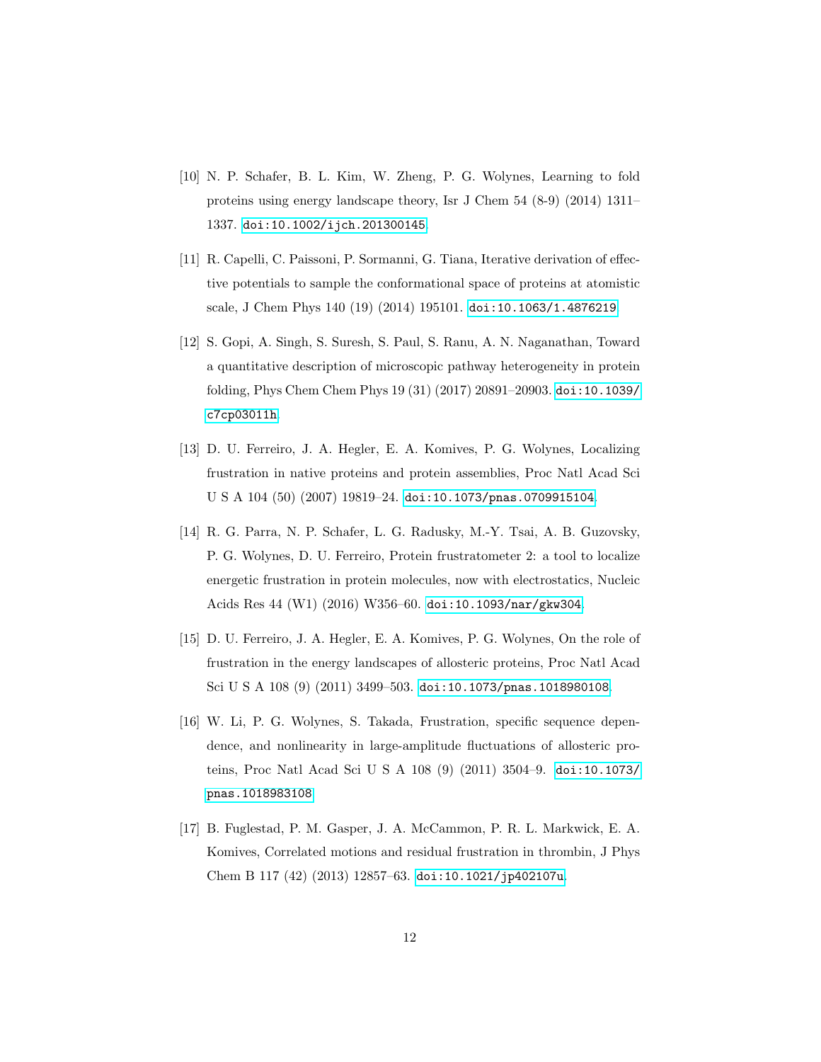[10] N. P. Schafer, B. L. Kim, W. Zheng, P. G. Wolynes, Learning to fold proteins using energy landscape theory, Isr J Chem 54 (8-9) (2014) 1311–1337. doi:10.1002/ijch.201300145.

[11] R. Capelli, C. Paissoni, P. Sormanni, G. Tiana, Iterative derivation of effective potentials to sample the conformational space of proteins at atomistic scale, J Chem Phys 140 (19) (2014) 195101. doi:10.1063/1.4876219.

[12] S. Gopi, A. Singh, S. Suresh, S. Paul, S. Ranu, A. N. Naganathan, Toward a quantitative description of microscopic pathway heterogeneity in protein folding, Phys Chem Chem Phys 19 (31) (2017) 20891–20903. doi:10.1039/c7cp03011h.

[13] D. U. Ferreiro, J. A. Hegler, E. A. Komives, P. G. Wolynes, Localizing frustration in native proteins and protein assemblies, Proc Natl Acad Sci U S A 104 (50) (2007) 19819–24. doi:10.1073/pnas.0709915104.

[14] R. G. Parra, N. P. Schafer, L. G. Radusky, M.-Y. Tsai, A. B. Guzovsky, P. G. Wolynes, D. U. Ferreiro, Protein frustratometer 2: a tool to localize energetic frustration in protein molecules, now with electrostatics, Nucleic Acids Res 44 (W1) (2016) W356–60. doi:10.1093/nar/gkw304.

[15] D. U. Ferreiro, J. A. Hegler, E. A. Komives, P. G. Wolynes, On the role of frustration in the energy landscapes of allosteric proteins, Proc Natl Acad Sci U S A 108 (9) (2011) 3499–503. doi:10.1073/pnas.1018980108.

[16] W. Li, P. G. Wolynes, S. Takada, Frustration, specific sequence dependence, and nonlinearity in large-amplitude fluctuations of allosteric proteins, Proc Natl Acad Sci U S A 108 (9) (2011) 3504–9. doi:10.1073/pnas.1018983108.

[17] B. Fuglestad, P. M. Gasper, J. A. McCammon, P. R. L. Markwick, E. A. Komives, Correlated motions and residual frustration in thrombin, J Phys Chem B 117 (42) (2013) 12857–63. doi:10.1021/jp402107u.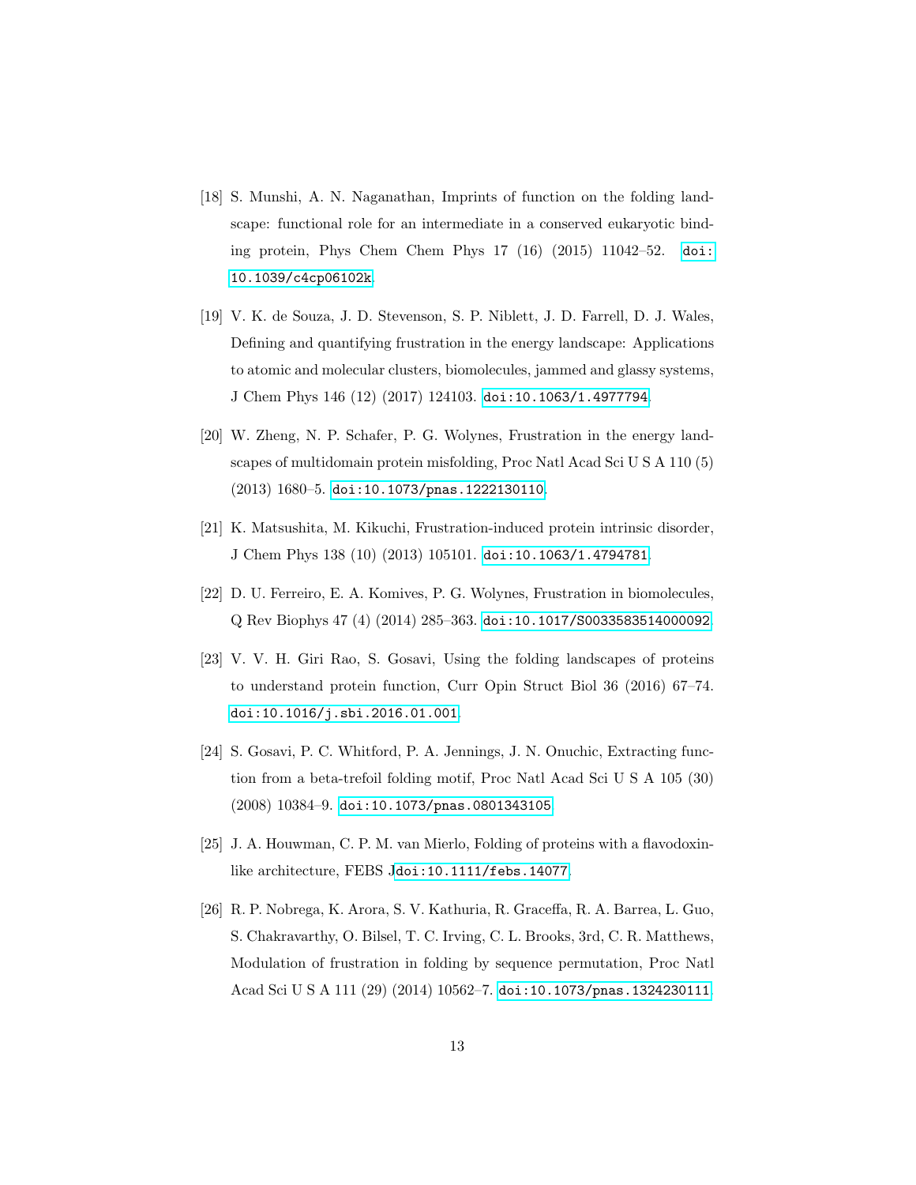[18] S. Munshi, A. N. Naganathan, Imprints of function on the folding landscape: functional role for an intermediate in a conserved eukaryotic binding protein, Phys Chem Chem Phys 17 (16) (2015) 11042–52. doi:10.1039/c4cp06102k.

[19] V. K. de Souza, J. D. Stevenson, S. P. Niblett, J. D. Farrell, D. J. Wales, Defining and quantifying frustration in the energy landscape: Applications to atomic and molecular clusters, biomolecules, jammed and glassy systems, J Chem Phys 146 (12) (2017) 124103. doi:10.1063/1.4977794.

[20] W. Zheng, N. P. Schafer, P. G. Wolynes, Frustration in the energy landscapes of multidomain protein misfolding, Proc Natl Acad Sci U S A 110 (5) (2013) 1680–5. doi:10.1073/pnas.1222130110.

[21] K. Matsushita, M. Kikuchi, Frustration-induced protein intrinsic disorder, J Chem Phys 138 (10) (2013) 105101. doi:10.1063/1.4794781.

[22] D. U. Ferreiro, E. A. Komives, P. G. Wolynes, Frustration in biomolecules, Q Rev Biophys 47 (4) (2014) 285–363. doi:10.1017/S0033583514000092.

[23] V. V. H. Giri Rao, S. Gosavi, Using the folding landscapes of proteins to understand protein function, Curr Opin Struct Biol 36 (2016) 67–74. doi:10.1016/j.sbi.2016.01.001.

[24] S. Gosavi, P. C. Whitford, P. A. Jennings, J. N. Onuchic, Extracting function from a beta-trefoil folding motif, Proc Natl Acad Sci U S A 105 (30) (2008) 10384–9. doi:10.1073/pnas.0801343105.

[25] J. A. Houwman, C. P. M. van Mierlo, Folding of proteins with a flavodoxin-like architecture, FEBS Jdoi:10.1111/febs.14077.

[26] R. P. Nobrega, K. Arora, S. V. Kathuria, R. Graceffa, R. A. Barrea, L. Guo, S. Chakravarthy, O. Bilsel, T. C. Irving, C. L. Brooks, 3rd, C. R. Matthews, Modulation of frustration in folding by sequence permutation, Proc Natl Acad Sci U S A 111 (29) (2014) 10562–7. doi:10.1073/pnas.1324230111.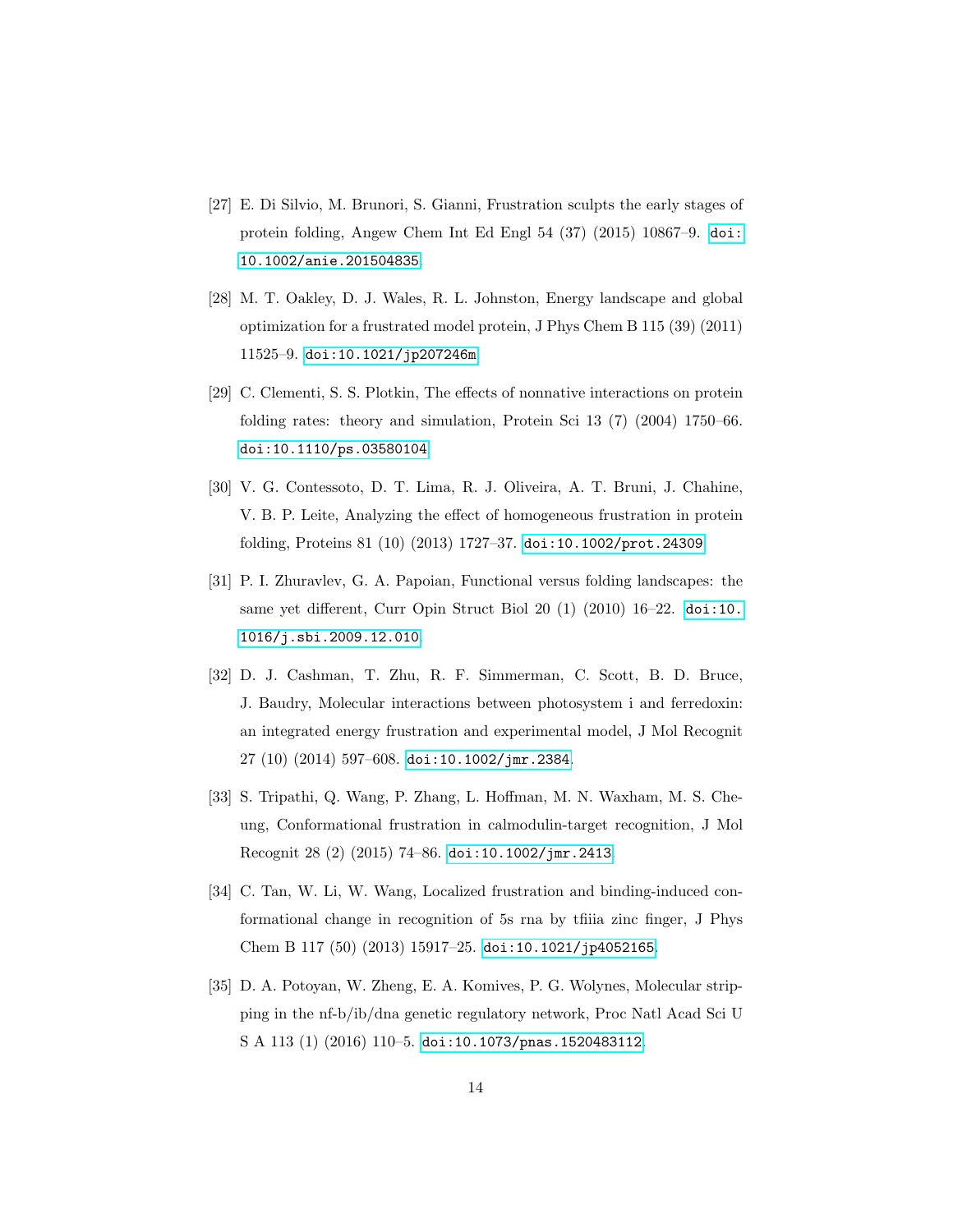[27] E. Di Silvio, M. Brunori, S. Gianni, Frustration sculpts the early stages of protein folding, Angew Chem Int Ed Engl 54 (37) (2015) 10867–9. doi:10.1002/anie.201504835.

[28] M. T. Oakley, D. J. Wales, R. L. Johnston, Energy landscape and global optimization for a frustrated model protein, J Phys Chem B 115 (39) (2011) 11525–9. doi:10.1021/jp207246m.

[29] C. Clementi, S. S. Plotkin, The effects of nonnative interactions on protein folding rates: theory and simulation, Protein Sci 13 (7) (2004) 1750–66. doi:10.1110/ps.03580104.

[30] V. G. Contessoto, D. T. Lima, R. J. Oliveira, A. T. Bruni, J. Chahine, V. B. P. Leite, Analyzing the effect of homogeneous frustration in protein folding, Proteins 81 (10) (2013) 1727–37. doi:10.1002/prot.24309.

[31] P. I. Zhuravlev, G. A. Papoian, Functional versus folding landscapes: the same yet different, Curr Opin Struct Biol 20 (1) (2010) 16–22. doi:10.1016/j.sbi.2009.12.010.

[32] D. J. Cashman, T. Zhu, R. F. Simmerman, C. Scott, B. D. Bruce, J. Baudry, Molecular interactions between photosystem i and ferredoxin: an integrated energy frustration and experimental model, J Mol Recognit 27 (10) (2014) 597–608. doi:10.1002/jmr.2384.

[33] S. Tripathi, Q. Wang, P. Zhang, L. Hoffman, M. N. Waxham, M. S. Cheung, Conformational frustration in calmodulin-target recognition, J Mol Recognit 28 (2) (2015) 74–86. doi:10.1002/jmr.2413.

[34] C. Tan, W. Li, W. Wang, Localized frustration and binding-induced conformational change in recognition of 5s rna by tfiiia zinc finger, J Phys Chem B 117 (50) (2013) 15917–25. doi:10.1021/jp4052165.

[35] D. A. Potoyan, W. Zheng, E. A. Komives, P. G. Wolynes, Molecular stripping in the nf-b/ib/dna genetic regulatory network, Proc Natl Acad Sci U S A 113 (1) (2016) 110–5. doi:10.1073/pnas.1520483112.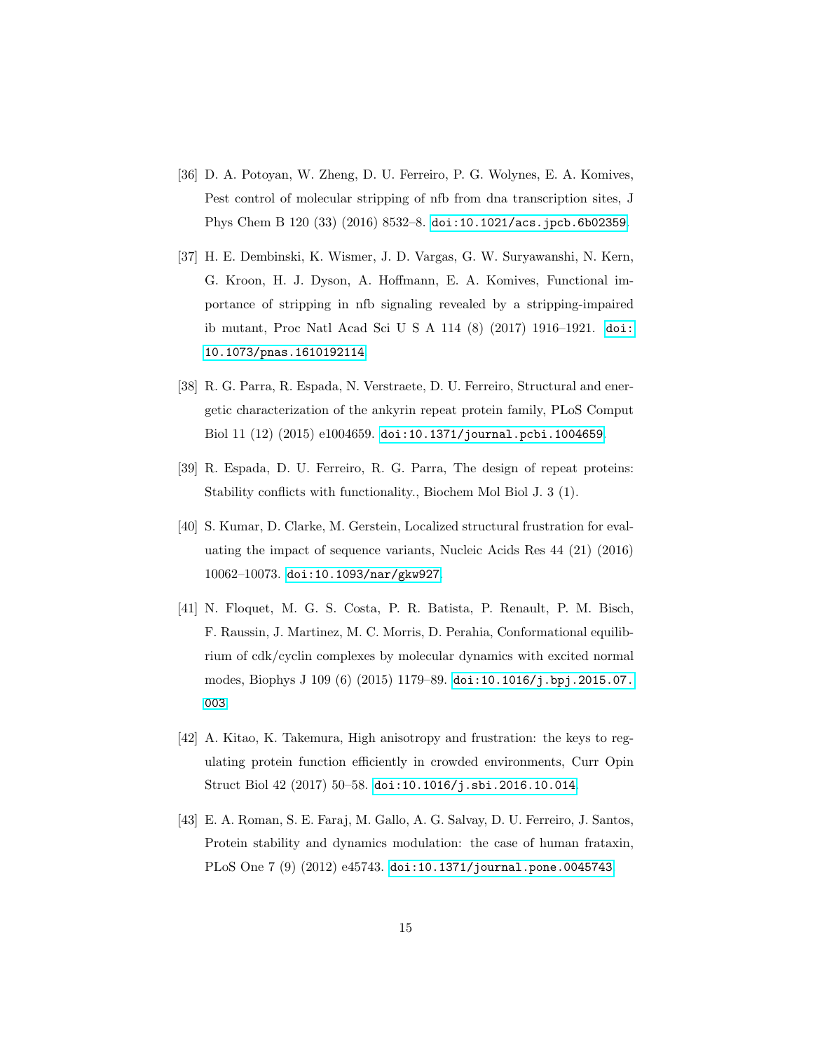[36] D. A. Potoyan, W. Zheng, D. U. Ferreiro, P. G. Wolynes, E. A. Komives, Pest control of molecular stripping of nfb from dna transcription sites, J Phys Chem B 120 (33) (2016) 8532–8. doi:10.1021/acs.jpcb.6b02359.

[37] H. E. Dembinski, K. Wismer, J. D. Vargas, G. W. Suryawanshi, N. Kern, G. Kroon, H. J. Dyson, A. Hoffmann, E. A. Komives, Functional importance of stripping in nfb signaling revealed by a stripping-impaired ib mutant, Proc Natl Acad Sci U S A 114 (8) (2017) 1916–1921. doi:10.1073/pnas.1610192114.

[38] R. G. Parra, R. Espada, N. Verstraete, D. U. Ferreiro, Structural and energetic characterization of the ankyrin repeat protein family, PLoS Comput Biol 11 (12) (2015) e1004659. doi:10.1371/journal.pcbi.1004659.

[39] R. Espada, D. U. Ferreiro, R. G. Parra, The design of repeat proteins: Stability conflicts with functionality., Biochem Mol Biol J. 3 (1).

[40] S. Kumar, D. Clarke, M. Gerstein, Localized structural frustration for evaluating the impact of sequence variants, Nucleic Acids Res 44 (21) (2016) 10062–10073. doi:10.1093/nar/gkw927.

[41] N. Floquet, M. G. S. Costa, P. R. Batista, P. Renault, P. M. Bisch, F. Raussin, J. Martinez, M. C. Morris, D. Perahia, Conformational equilibrium of cdk/cyclin complexes by molecular dynamics with excited normal modes, Biophys J 109 (6) (2015) 1179–89. doi:10.1016/j.bpj.2015.07.003.

[42] A. Kitao, K. Takemura, High anisotropy and frustration: the keys to regulating protein function efficiently in crowded environments, Curr Opin Struct Biol 42 (2017) 50–58. doi:10.1016/j.sbi.2016.10.014.

[43] E. A. Roman, S. E. Faraj, M. Gallo, A. G. Salvay, D. U. Ferreiro, J. Santos, Protein stability and dynamics modulation: the case of human frataxin, PLoS One 7 (9) (2012) e45743. doi:10.1371/journal.pone.0045743.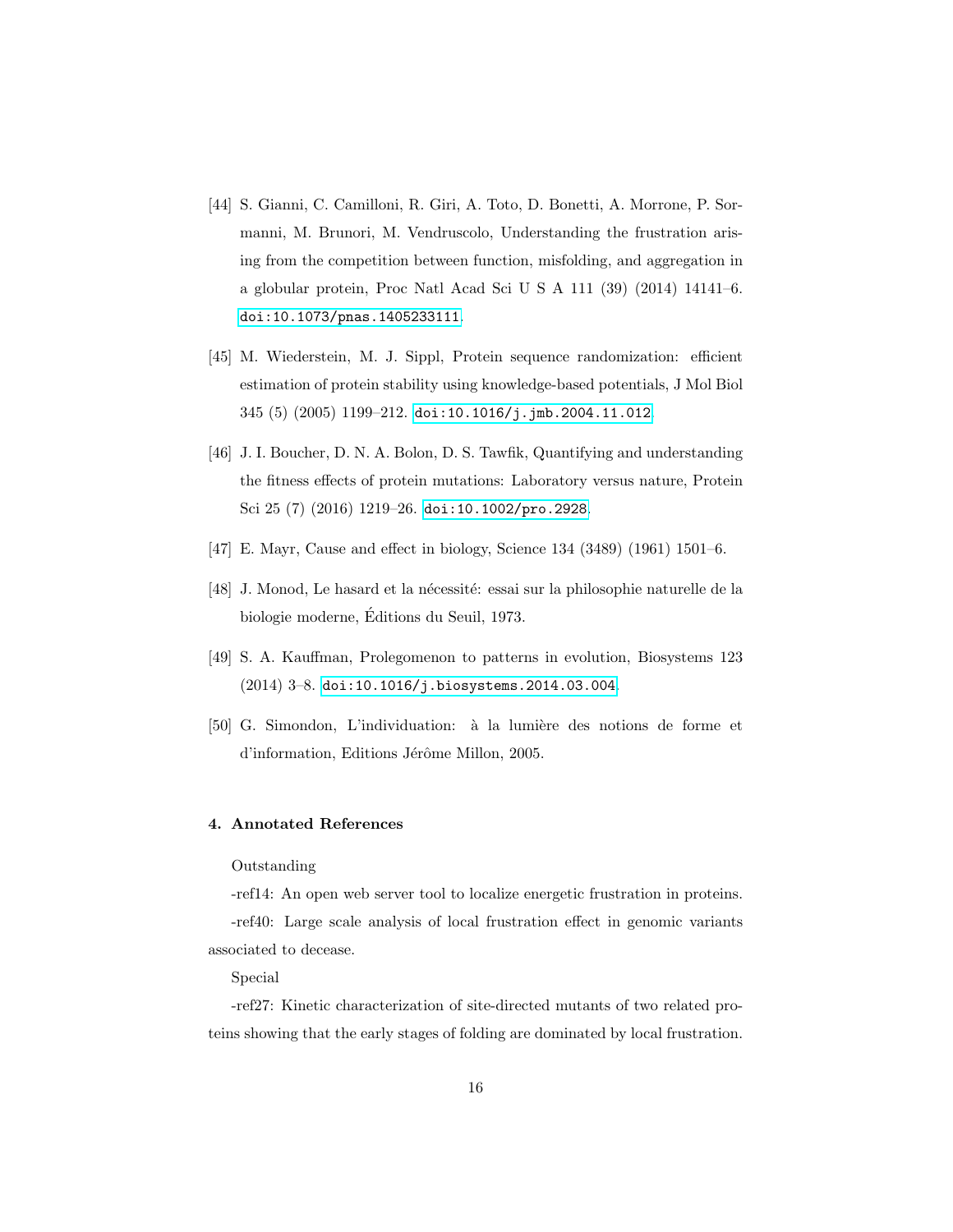[44] S. Gianni, C. Camilloni, R. Giri, A. Toto, D. Bonetti, A. Morrone, P. Sormanni, M. Brunori, M. Vendruscolo, Understanding the frustration arising from the competition between function, misfolding, and aggregation in a globular protein, Proc Natl Acad Sci U S A 111 (39) (2014) 14141–6. doi:10.1073/pnas.1405233111.

[45] M. Wiederstein, M. J. Sippl, Protein sequence randomization: efficient estimation of protein stability using knowledge-based potentials, J Mol Biol 345 (5) (2005) 1199–212. doi:10.1016/j.jmb.2004.11.012.

[46] J. I. Boucher, D. N. A. Bolon, D. S. Tawfik, Quantifying and understanding the fitness effects of protein mutations: Laboratory versus nature, Protein Sci 25 (7) (2016) 1219–26. doi:10.1002/pro.2928.

[47] E. Mayr, Cause and effect in biology, Science 134 (3489) (1961) 1501–6.

[48] J. Monod, Le hasard et la nécessité: essai sur la philosophie naturelle de la biologie moderne, Éditions du Seuil, 1973.

[49] S. A. Kauffman, Prolegomenon to patterns in evolution, Biosystems 123 (2014) 3–8. doi:10.1016/j.biosystems.2014.03.004.

[50] G. Simondon, L'individuation: à la lumière des notions de forme et d'information, Editions Jérôme Millon, 2005.

## 4. Annotated References

Outstanding

-ref14: An open web server tool to localize energetic frustration in proteins.

-ref40: Large scale analysis of local frustration effect in genomic variants associated to decease.

Special

-ref27: Kinetic characterization of site-directed mutants of two related proteins showing that the early stages of folding are dominated by local frustration.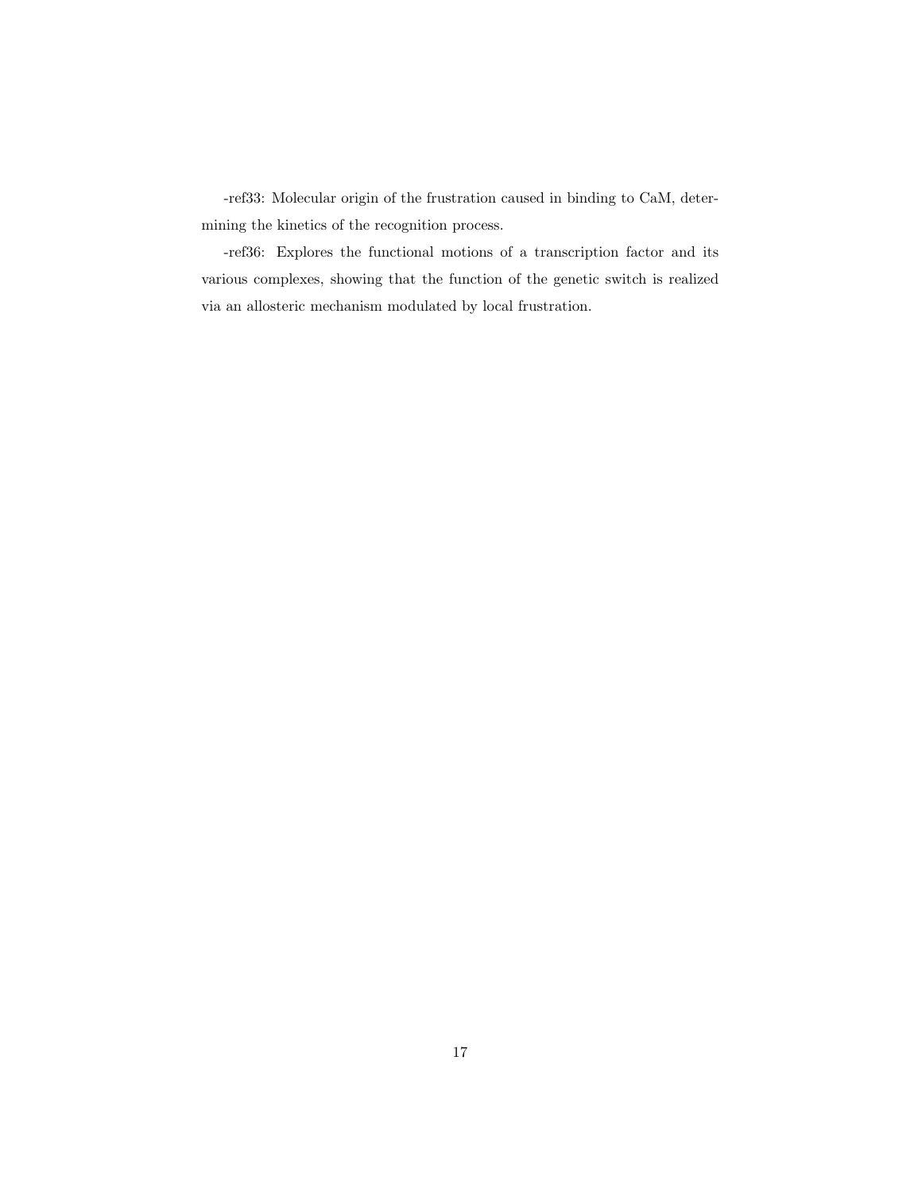-ref33: Molecular origin of the frustration caused in binding to CaM, determining the kinetics of the recognition process.

-ref36: Explores the functional motions of a transcription factor and its various complexes, showing that the function of the genetic switch is realized via an allosteric mechanism modulated by local frustration.